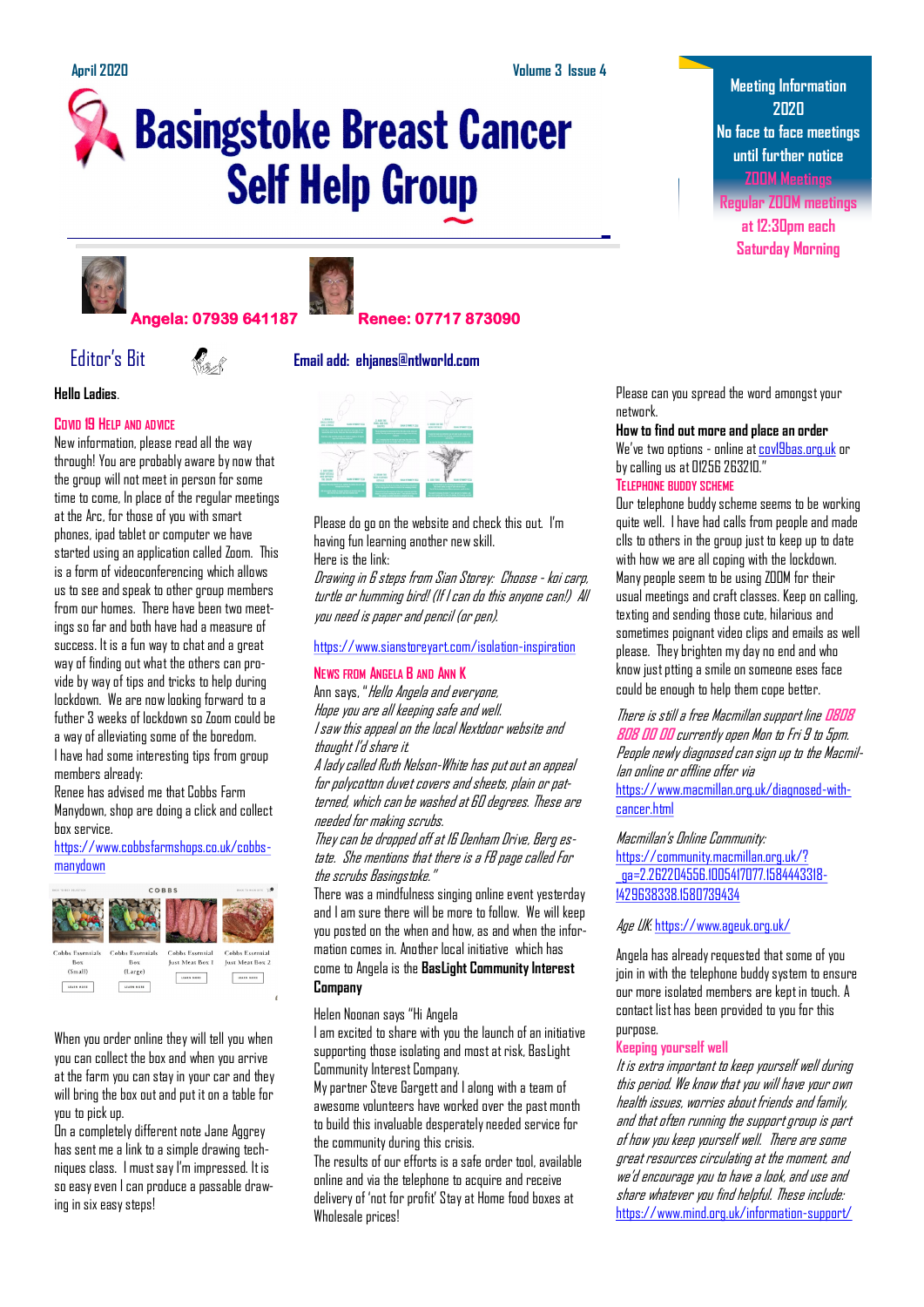April 2020 Volume 3 Issue 4

# Basingstoke Breast Cancer Self Help Group

**Meeting Information 2020**

No face to face meetings until further notice

ZOOM Meetings

Regular ZOOM meetings at 12:30pm each Saturday Morning

**Angela: 07939 641187** **Renee: 07717 873090**

## Editor's Bit

**Email add: ehjanes@ntlworld.com**

**Hello Ladies.**

### Covid 19 Help and advice

New information, please read all the way through! You are probably aware by now that the group will not meet in person for some time to come, In place of the regular meetings at the Arc, for those of you with smart phones, ipad tablet or computer we have started using an application called Zoom. This is a form of videoconferencing which allows us to see and speak to other group members from our homes. There have been two meetings so far and both have had a measure of success. It is a fun way to chat and a great way of finding out what the others can provide by way of tips and tricks to help during lockdown. We are now looking forward to a futher 3 weeks of lockdown so Zoom could be a way of alleviating some of the boredom.

I have had some interesting tips from group members already:

Renee has advised me that Cobbs Farm Manydown, shop are doing a click and collect box service.

https://www.cobbsfarmshops.co.uk/cobbs-manydown

When you order online they will tell you when you can collect the box and when you arrive at the farm you can stay in your car and they will bring the box out and put it on a table for you to pick up.

On a completely different note Jane Aggrey has sent me a link to a simple drawing techniques class. I must say I'm impressed. It is so easy even I can produce a passable drawing in six easy steps!

Please do go on the website and check this out. I'm having fun learning another new skill.

Here is the link:

*Drawing in 6 steps from Sian Storey: Choose - koi carp, turtle or humming bird! (If I can do this anyone can!) All you need is paper and pencil (or pen).*

https://www.sianstoreyart.com/isolation-inspiration

### News from Angela B and Ann K

Ann says, "*Hello Angela and everyone,*

*Hope you are all keeping safe and well.*

*I saw this appeal on the local Nextdoor website and thought I'd share it.*

*A lady called Ruth Nelson-White has put out an appeal for polycotton duvet covers and sheets, plain or patterned, which can be washed at 60 degrees. These are needed for making scrubs.*

*They can be dropped off at 16 Denham Drive, Berg estate. She mentions that there is a FB page called For the scrubs Basingstoke."*

There was a mindfulness singing online event yesterday and I am sure there will be more to follow. We will keep you posted on the when and how, as and when the information comes in. Another local initiative which has come to Angela is the **BasLight Community Interest Company**

Helen Noonan says "Hi Angela

I am excited to share with you the launch of an initiative supporting those isolating and most at risk, BasLight Community Interest Company.

My partner Steve Gargett and I along with a team of awesome volunteers have worked over the past month to build this invaluable desperately needed service for the community during this crisis.

The results of our efforts is a safe order tool, available online and via the telephone to acquire and receive delivery of 'not for profit' Stay at Home food boxes at Wholesale prices!

Please can you spread the word amongst your network.

**How to find out more and place an order**

We've two options - online at covl9bas.org.uk or by calling us at 01256 263210."

### Telephone Buddy Scheme

Our telephone buddy scheme seems to be working quite well. I have had calls from people and made clls to others in the group just to keep up to date with how we are all coping with the lockdown. Many people seem to be using ZOOM for their usual meetings and craft classes. Keep on calling, texting and sending those cute, hilarious and sometimes poignant video clips and emails as well please. They brighten my day no end and who know just ptting a smile on someone eses face could be enough to help them cope better.

*There is still a free Macmillan support line 0808 808 00 00 currently open Mon to Fri 9 to 5pm. People newly diagnosed can sign up to the Macmillan online or offline offer via* https://www.macmillan.org.uk/diagnosed-with-cancer.html

*Macmillan's Online Community:* https://community.macmillan.org.uk/?_ga=2.262204556.1005417077.1584443318-1429638338.1580739434

*Age UK:* https://www.ageuk.org.uk/

Angela has already requested that some of you join in with the telephone buddy system to ensure our more isolated members are kept in touch. A contact list has been provided to you for this purpose.

### Keeping yourself well

*It is extra important to keep yourself well during this period. We know that you will have your own health issues, worries about friends and family, and that often running the support group is part of how you keep yourself well. There are some great resources circulating at the moment, and we'd encourage you to have a look, and use and share whatever you find helpful. These include:* https://www.mind.org.uk/information-support/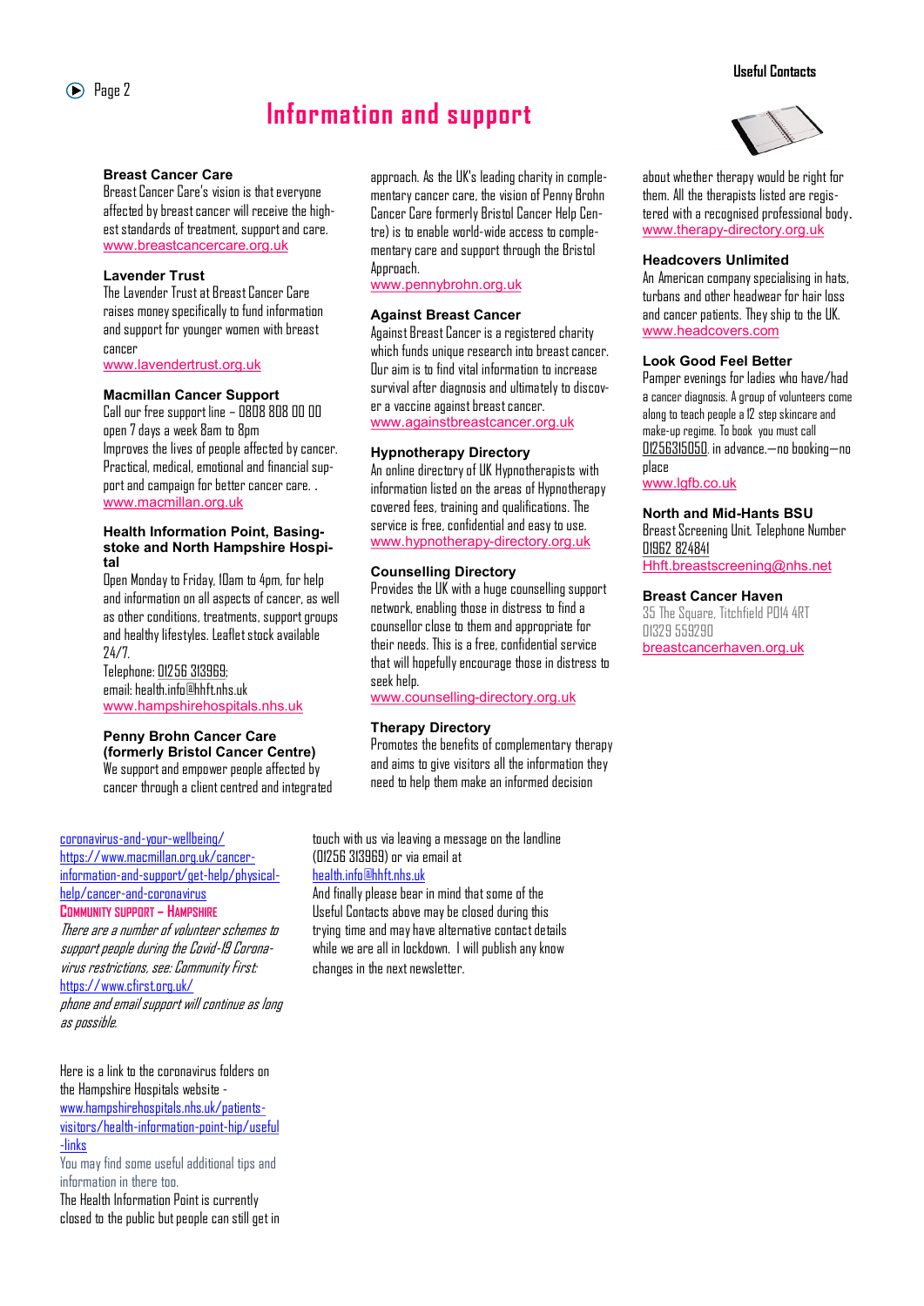# Information and support

**Useful Contacts**

### Breast Cancer Care

Breast Cancer Care's vision is that everyone affected by breast cancer will receive the highest standards of treatment, support and care.
www.breastcancercare.org.uk

### Lavender Trust

The Lavender Trust at Breast Cancer Care raises money specifically to fund information and support for younger women with breast cancer
www.lavendertrust.org.uk

### Macmillan Cancer Support

Call our free support line – 0808 808 00 00 open 7 days a week 8am to 8pm
Improves the lives of people affected by cancer. Practical, medical, emotional and financial support and campaign for better cancer care. .
www.macmillan.org.uk

### Health Information Point, Basingstoke and North Hampshire Hospital

Open Monday to Friday, 10am to 4pm, for help and information on all aspects of cancer, as well as other conditions, treatments, support groups and healthy lifestyles. Leaflet stock available 24/7.
Telephone: 01256 313969;
email: health.info@hhft.nhs.uk
www.hampshirehospitals.nhs.uk

### Penny Brohn Cancer Care (formerly Bristol Cancer Centre)

We support and empower people affected by cancer through a client centred and integrated approach. As the UK's leading charity in complementary cancer care, the vision of Penny Brohn Cancer Care formerly Bristol Cancer Help Centre) is to enable world-wide access to complementary care and support through the Bristol Approach.
www.pennybrohn.org.uk

### Against Breast Cancer

Against Breast Cancer is a registered charity which funds unique research into breast cancer. Our aim is to find vital information to increase survival after diagnosis and ultimately to discover a vaccine against breast cancer.
www.againstbreastcancer.org.uk

### Hypnotherapy Directory

An online directory of UK Hypnotherapists with information listed on the areas of Hypnotherapy covered fees, training and qualifications. The service is free, confidential and easy to use.
www.hypnotherapy-directory.org.uk

### Counselling Directory

Provides the UK with a huge counselling support network, enabling those in distress to find a counsellor close to them and appropriate for their needs. This is a free, confidential service that will hopefully encourage those in distress to seek help.
www.counselling-directory.org.uk

### Therapy Directory

Promotes the benefits of complementary therapy and aims to give visitors all the information they need to help them make an informed decision about whether therapy would be right for them. All the therapists listed are registered with a recognised professional body.
www.therapy-directory.org.uk

### Headcovers Unlimited

An American company specialising in hats, turbans and other headwear for hair loss and cancer patients. They ship to the UK.
www.headcovers.com

### Look Good Feel Better

Pamper evenings for ladies who have/had a cancer diagnosis. A group of volunteers come along to teach people a 12 step skincare and make-up regime. To book you must call 01256315050. in advance.—no booking—no place
www.lgfb.co.uk

### North and Mid-Hants BSU

Breast Screening Unit. Telephone Number 01962 824841
Hhft.breastscreening@nhs.net

### Breast Cancer Haven

35 The Square, Titchfield PO14 4RT
01329 559290
breastcancerhaven.org.uk

coronavirus-and-your-wellbeing/
https://www.macmillan.org.uk/cancer-information-and-support/get-help/physical-help/cancer-and-coronavirus

**Community Support – Hampshire**

*There are a number of volunteer schemes to support people during the Covid-19 Coronavirus restrictions, see: Community First:* https://www.cfirst.org.uk/ *phone and email support will continue as long as possible.*

Here is a link to the coronavirus folders on the Hampshire Hospitals website - www.hampshirehospitals.nhs.uk/patients-visitors/health-information-point-hip/useful-links
You may find some useful additional tips and information in there too.
The Health Information Point is currently closed to the public but people can still get in touch with us via leaving a message on the landline (01256 313969) or via email at health.info@hhft.nhs.uk
And finally please bear in mind that some of the Useful Contacts above may be closed during this trying time and may have alternative contact details while we are all in lockdown. I will publish any know changes in the next newsletter.